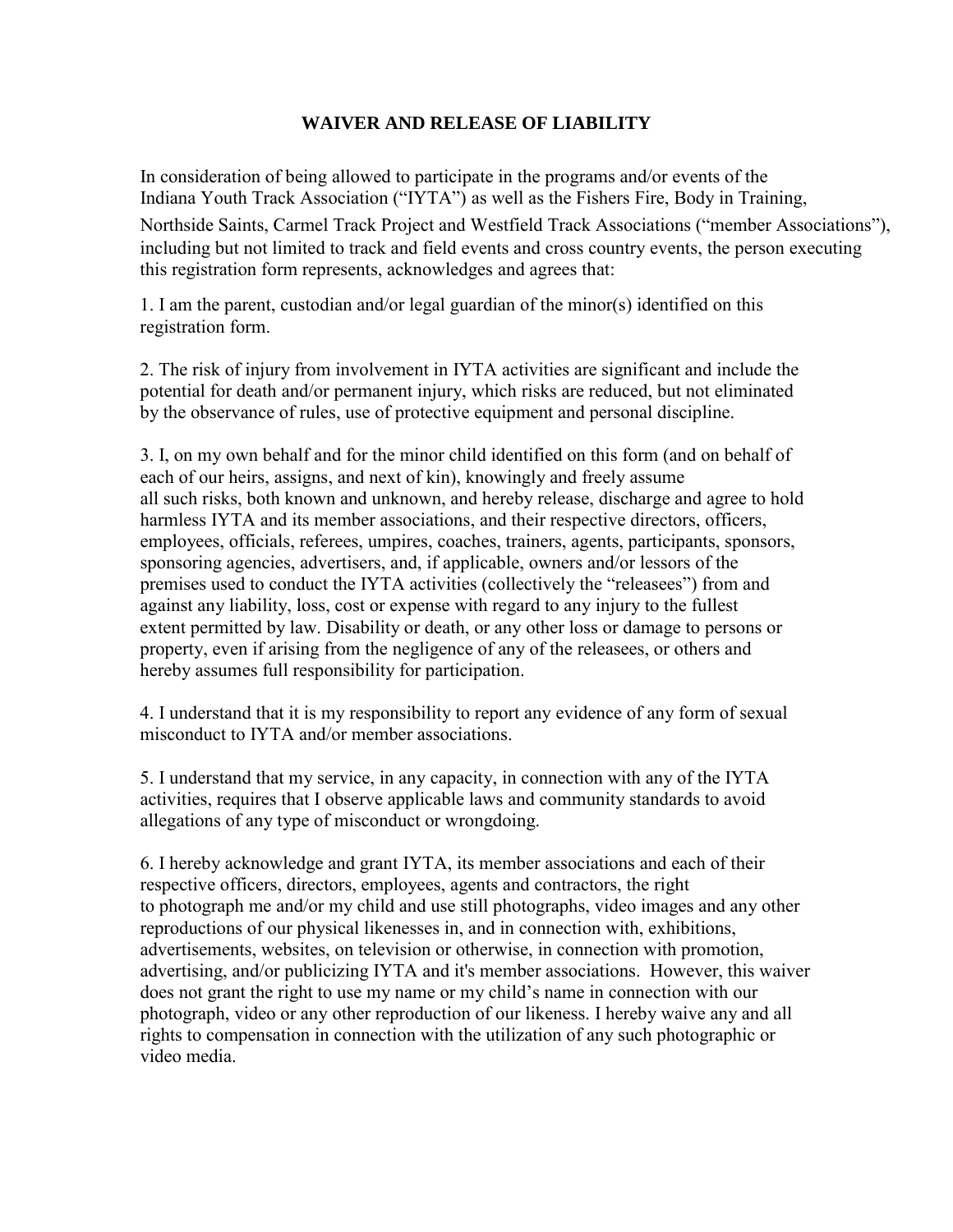# WAIVER AND RELEASE OF LIABILITY

In consideration of being allowed to participate in the programs and/or events of the Indiana Youth Track Association ("IYTA") as well as the Fishers Fire, Body in Training, Northside Saints, Carmel Track Project and Westfield Track Associations ("member Associations"), including but not limited to track and field events and cross country events, the person executing this registration form represents, acknowledges and agrees that:

1. I am the parent, custodian and/or legal guardian of the minor(s) identified on this registration form.

2. The risk of injury from involvement in IYTA activities are significant and include the potential for death and/or permanent injury, which risks are reduced, but not eliminated by the observance of rules, use of protective equipment and personal discipline.

3. I, on my own behalf and for the minor child identified on this form (and on behalf of each of our heirs, assigns, and next of kin), knowingly and freely assume all such risks, both known and unknown, and hereby release, discharge and agree to hold harmless IYTA and its member associations, and their respective directors, officers, employees, officials, referees, umpires, coaches, trainers, agents, participants, sponsors, sponsoring agencies, advertisers, and, if applicable, owners and/or lessors of the premises used to conduct the IYTA activities (collectively the "releasees") from and against any liability, loss, cost or expense with regard to any injury to the fullest extent permitted by law. Disability or death, or any other loss or damage to persons or property, even if arising from the negligence of any of the releasees, or others and hereby assumes full responsibility for participation.

4. I understand that it is my responsibility to report any evidence of any form of sexual misconduct to IYTA and/or member associations.

5. I understand that my service, in any capacity, in connection with any of the IYTA activities, requires that I observe applicable laws and community standards to avoid allegations of any type of misconduct or wrongdoing.

6. I hereby acknowledge and grant IYTA, its member associations and each of their respective officers, directors, employees, agents and contractors, the right to photograph me and/or my child and use still photographs, video images and any other reproductions of our physical likenesses in, and in connection with, exhibitions, advertisements, websites, on television or otherwise, in connection with promotion, advertising, and/or publicizing IYTA and it's member associations. However, this waiver does not grant the right to use my name or my child's name in connection with our photograph, video or any other reproduction of our likeness. I hereby waive any and all rights to compensation in connection with the utilization of any such photographic or video media.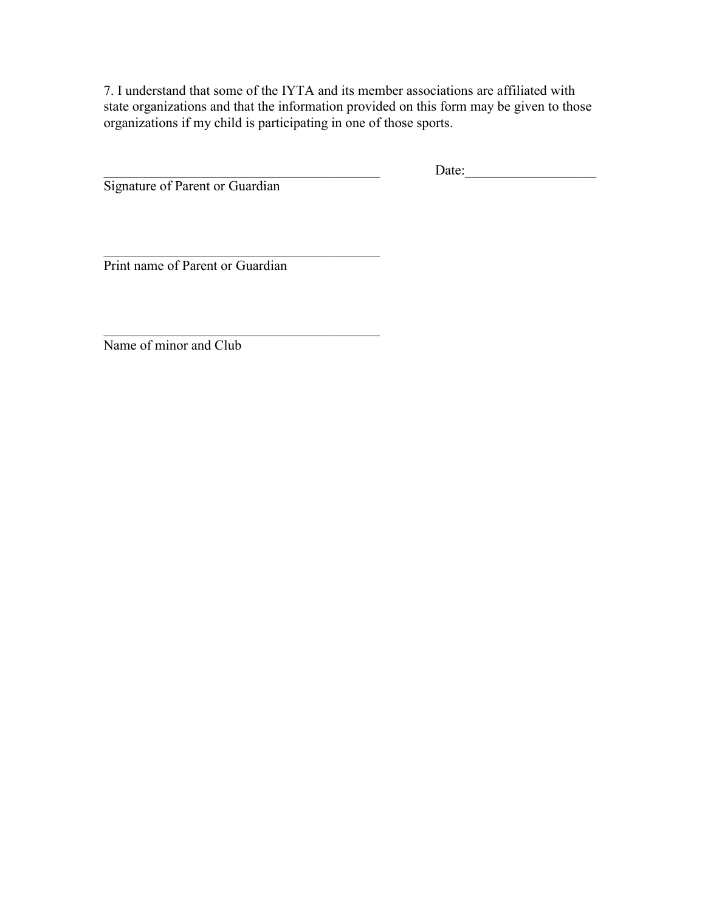7. I understand that some of the IYTA and its member associations are affiliated with state organizations and that the information provided on this form may be given to those organizations if my child is participating in one of those sports.

\_\_\_\_\_\_\_\_\_\_\_\_\_\_\_\_\_\_\_\_\_\_\_\_\_\_\_\_\_\_\_\_\_\_\_\_\_\_\_\_ Date:\_\_\_\_\_\_\_\_\_\_\_\_\_\_\_\_\_\_\_

Signature of Parent or Guardian

\_\_\_\_\_\_\_\_\_\_\_\_\_\_\_\_\_\_\_\_\_\_\_\_\_\_\_\_\_\_\_\_\_\_\_\_\_\_\_\_

Print name of Parent or Guardian

\_\_\_\_\_\_\_\_\_\_\_\_\_\_\_\_\_\_\_\_\_\_\_\_\_\_\_\_\_\_\_\_\_\_\_\_\_\_\_\_

Name of minor and Club